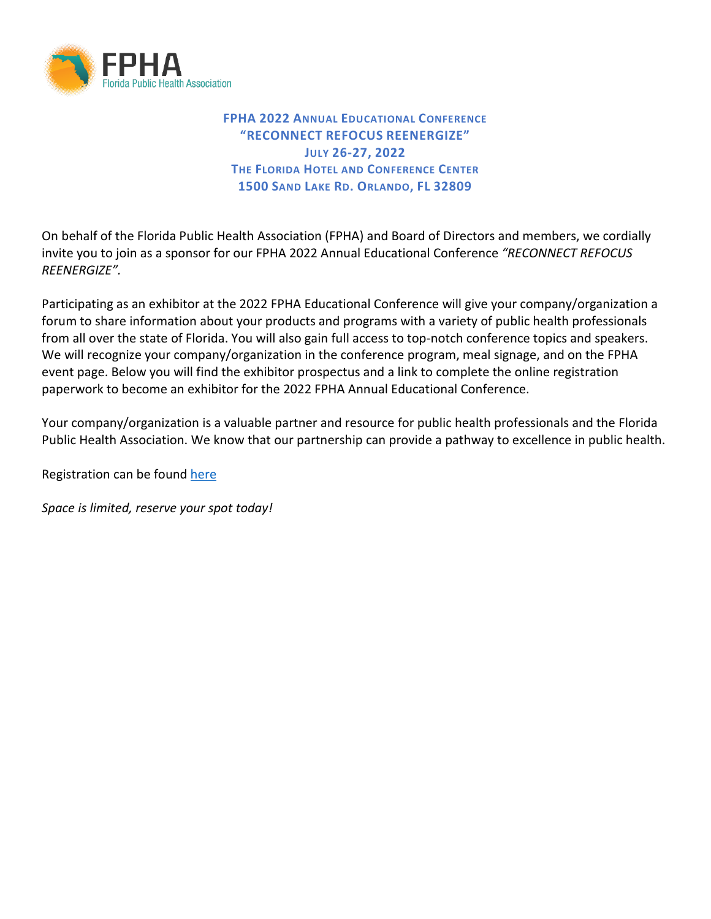FPHA
Florida Public Health Association

**FPHA 2022 ANNUAL EDUCATIONAL CONFERENCE**
**"RECONNECT REFOCUS REENERGIZE"**
**JULY 26-27, 2022**
**THE FLORIDA HOTEL AND CONFERENCE CENTER**
**1500 SAND LAKE RD. ORLANDO, FL 32809**

On behalf of the Florida Public Health Association (FPHA) and Board of Directors and members, we cordially invite you to join as a sponsor for our FPHA 2022 Annual Educational Conference *"RECONNECT REFOCUS REENERGIZE".*

Participating as an exhibitor at the 2022 FPHA Educational Conference will give your company/organization a forum to share information about your products and programs with a variety of public health professionals from all over the state of Florida. You will also gain full access to top-notch conference topics and speakers. We will recognize your company/organization in the conference program, meal signage, and on the FPHA event page. Below you will find the exhibitor prospectus and a link to complete the online registration paperwork to become an exhibitor for the 2022 FPHA Annual Educational Conference.

Your company/organization is a valuable partner and resource for public health professionals and the Florida Public Health Association. We know that our partnership can provide a pathway to excellence in public health.

Registration can be found here

*Space is limited, reserve your spot today!*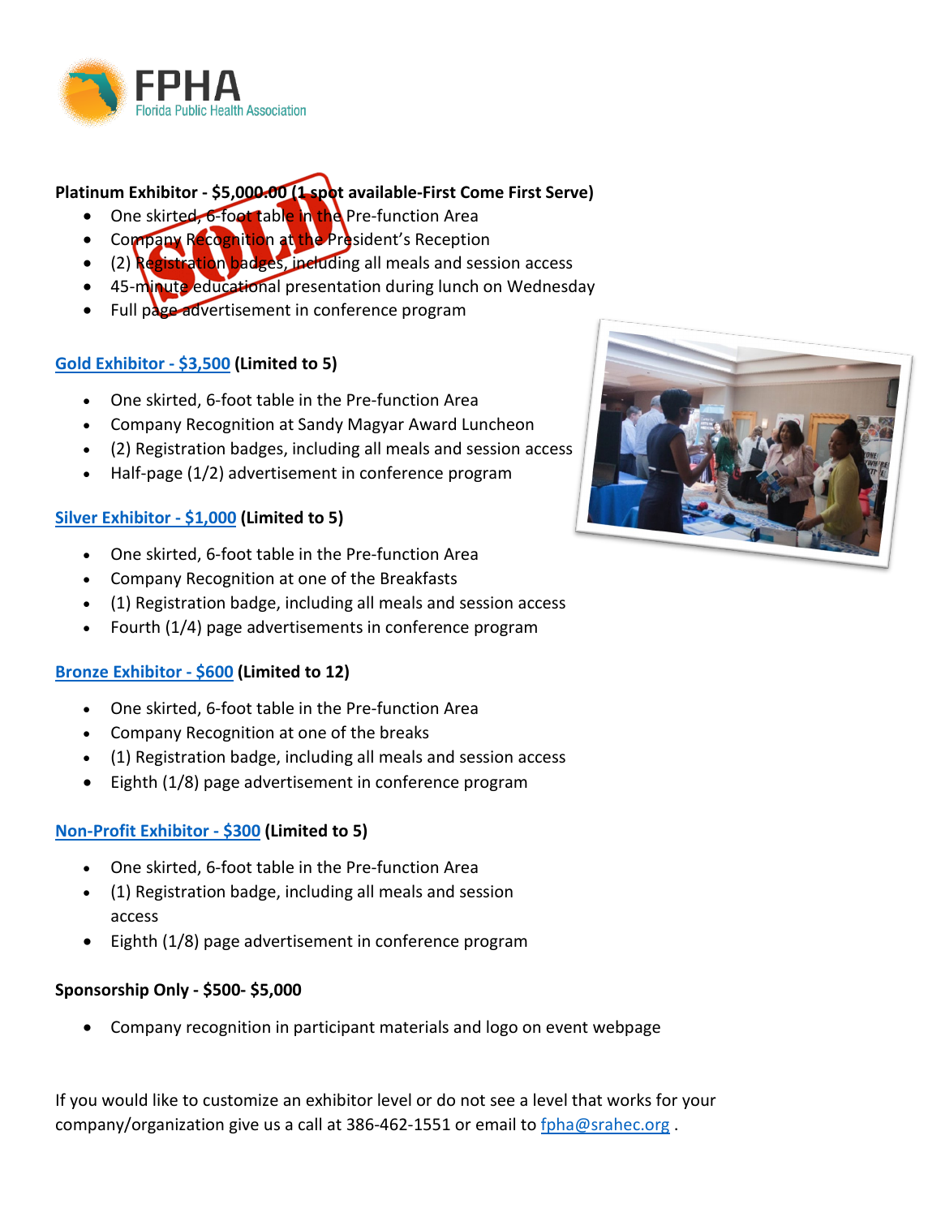**Platinum Exhibitor - $5,000.00 (1 spot available-First Come First Serve)**

SOLD

- One skirted, 6-foot table in the Pre-function Area
- Company Recognition at the President's Reception
- (2) Registration badges, including all meals and session access
- 45-minute educational presentation during lunch on Wednesday
- Full page advertisement in conference program

**Gold Exhibitor - $3,500 (Limited to 5)**

- One skirted, 6-foot table in the Pre-function Area
- Company Recognition at Sandy Magyar Award Luncheon
- (2) Registration badges, including all meals and session access
- Half-page (1/2) advertisement in conference program

**Silver Exhibitor - $1,000 (Limited to 5)**

- One skirted, 6-foot table in the Pre-function Area
- Company Recognition at one of the Breakfasts
- (1) Registration badge, including all meals and session access
- Fourth (1/4) page advertisements in conference program

**Bronze Exhibitor - $600 (Limited to 12)**

- One skirted, 6-foot table in the Pre-function Area
- Company Recognition at one of the breaks
- (1) Registration badge, including all meals and session access
- Eighth (1/8) page advertisement in conference program

**Non-Profit Exhibitor - $300 (Limited to 5)**

- One skirted, 6-foot table in the Pre-function Area
- (1) Registration badge, including all meals and session access
- Eighth (1/8) page advertisement in conference program

**Sponsorship Only - $500- $5,000**

- Company recognition in participant materials and logo on event webpage

If you would like to customize an exhibitor level or do not see a level that works for your company/organization give us a call at 386-462-1551 or email to fpha@srahec.org .